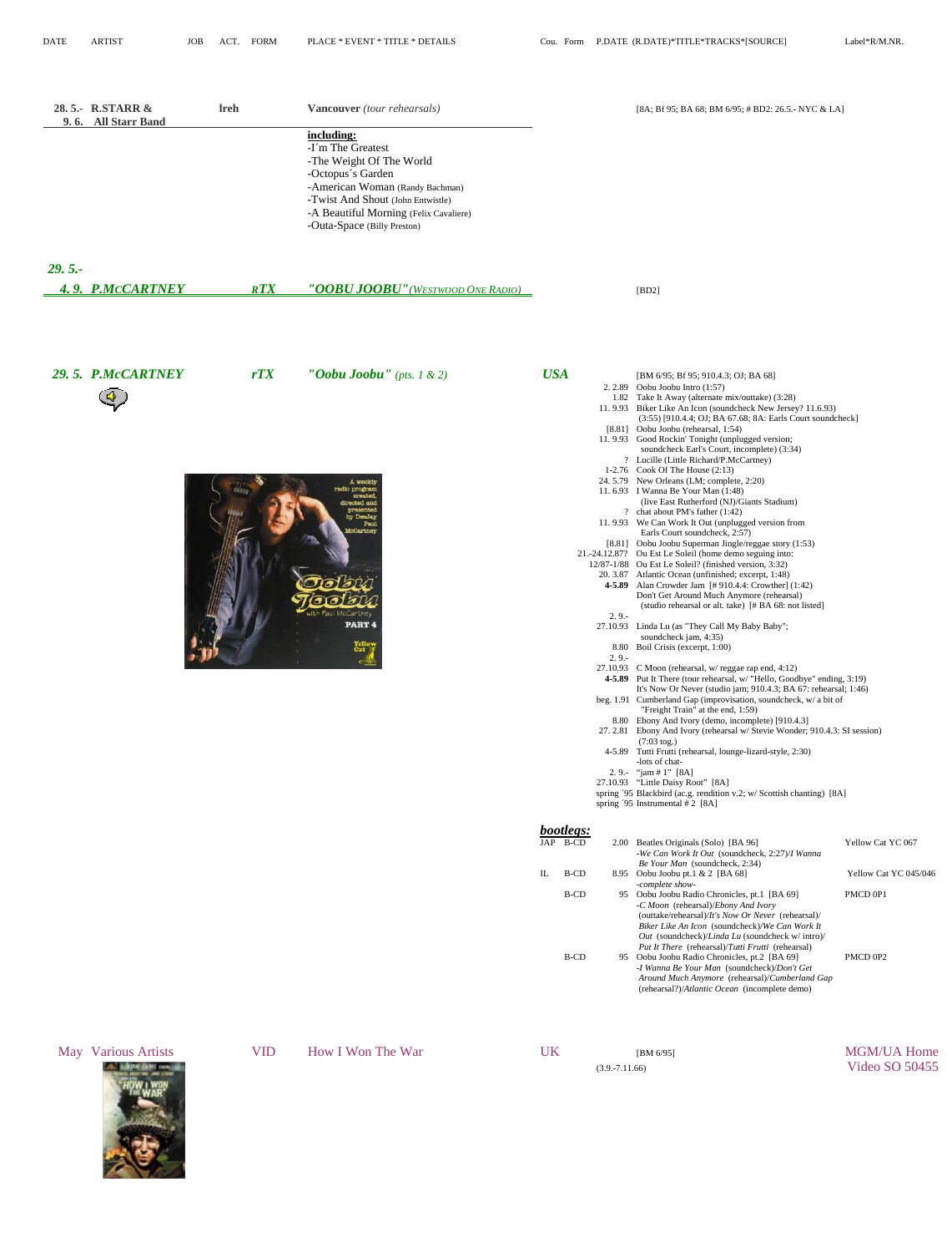| DATE | ARTIST | JOB | ACT. | FORM | PLACE * EVENT * TITLE * DETAILS | Cou. | Form | P.DATE (R.DATE)*TITLE*TRACKS*[SOURCE] | Label*R/M.NR. |
|---|---|---|---|---|---|---|---|---|---|
| **28. 5.- 9. 6.** | **R.STARR & All Starr Band** | **lreh** | | | **Vancouver** *(tour rehearsals)* | | | [8A; Bf 95; BA 68; BM 6/95; # BD2: 26.5.- NYC & LA] | |

**including:**
- I´m The Greatest
- The Weight Of The World
- Octopus´s Garden
- American Woman (Randy Bachman)
- Twist And Shout (John Entwistle)
- A Beautiful Morning (Felix Cavaliere)
- Outa-Space (Billy Preston)

| DATE | ARTIST | JOB | PLACE * EVENT * TITLE * DETAILS | SOURCE |
|---|---|---|---|---|
| ***29. 5.- 4. 9.*** | ***P.McCARTNEY*** | ***rTX*** | ***"OOBU JOOBU"*** *(WESTWOOD ONE RADIO)* | [BD2] |

***29. 5. P.McCARTNEY*** — ***rTX*** — ***"Oobu Joobu"*** *(pts. 1 & 2)* — ***USA***

[BM 6/95; Bf 95; 910.4.3; OJ; BA 68]

| P.DATE | TITLE * TRACKS * [SOURCE] |
|---|---|
| 2. 2.89 | Oobu Joobu Intro (1:57) |
| 1.82 | Take It Away (alternate mix/outtake) (3:28) |
| 11. 9.93 | Biker Like An Icon (soundcheck New Jersey? 11.6.93) (3:55) [910.4.4; OJ; BA 67.68; 8A: Earls Court soundcheck] |
| [8.81] | Oobu Joobu (rehearsal, 1:54) |
| 11. 9.93 | Good Rockin' Tonight (unplugged version; soundcheck Earl's Court, incomplete) (3:34) |
| ? | Lucille (Little Richard/P.McCartney) |
| 1-2.76 | Cook Of The House (2:13) |
| 24. 5.79 | New Orleans (LM; complete, 2:20) |
| 11. 6.93 | I Wanna Be Your Man (1:48) (live East Rutherford (NJ)/Giants Stadium) |
| ? | chat about PM's father (1:42) |
| 11. 9.93 | We Can Work It Out (unplugged version from Earls Court soundcheck, 2:57) |
| [8.81] | Oobu Joobu Superman Jingle/reggae story (1:53) |
| 21.-24.12.87? | Ou Est Le Soleil (home demo seguing into: |
| 12/87-1/88 | Ou Est Le Soleil? (finished version, 3:32) |
| 20. 3.87 | Atlantic Ocean (unfinished; excerpt, 1:48) |
| **4-5.89** | Alan Crowder Jam [# 910.4.4: Crowther] (1:42) |
| | Don't Get Around Much Anymore (rehearsal) (studio rehearsal or alt. take) [# BA 68: not listed] |
| 2. 9.- 27.10.93 | Linda Lu (as "They Call My Baby Baby"; soundcheck jam, 4:35) |
| 8.80 | Boil Crisis (excerpt, 1:00) |
| 2. 9.- 27.10.93 | C Moon (rehearsal, w/ reggae rap end, 4:12) |
| **4-5.89** | Put It There (tour rehearsal, w/ "Hello, Goodbye" ending, 3:19) |
| | It's Now Or Never (studio jam; 910.4.3; BA 67: rehearsal; 1:46) |
| beg. 1.91 | Cumberland Gap (improvisation, soundcheck, w/ a bit of "Freight Train" at the end, 1:59) |
| 8.80 | Ebony And Ivory (demo, incomplete) [910.4.3] |
| 27. 2.81 | Ebony And Ivory (rehearsal w/ Stevie Wonder; 910.4.3: SI session) (7:03 tog.) |
| 4-5.89 | Tutti Frutti (rehearsal, lounge-lizard-style, 2:30) -lots of chat- |
| 2. 9.- 27.10.93 | "jam # 1" [8A] |
| | "Little Daisy Root" [8A] |
| spring ´95 | Blackbird (ac.g. rendition v.2; w/ Scottish chanting) [8A] |
| spring ´95 | Instrumental # 2 [8A] |

***bootlegs:***

| Cou. | Form | P.DATE | TITLE * TRACKS * [SOURCE] | Label*R/M.NR. |
|---|---|---|---|---|
| JAP | B-CD | 2.00 | Beatles Originals (Solo) [BA 96] -*We Can Work It Out* (soundcheck, 2:27)/*I Wanna Be Your Man* (soundcheck, 2:34) | Yellow Cat YC 067 |
| IL | B-CD | 8.95 | Oobu Joobu pt.1 & 2 [BA 68] -*complete show*- | Yellow Cat YC 045/046 |
| | B-CD | 95 | Oobu Joobu Radio Chronicles, pt.1 [BA 69] -*C Moon* (rehearsal)/*Ebony And Ivory* (outtake/rehearsal)/*It's Now Or Never* (rehearsal)/ *Biker Like An Icon* (soundcheck)/*We Can Work It Out* (soundcheck)/*Linda Lu* (soundcheck w/ intro)/ *Put It There* (rehearsal)/*Tutti Frutti* (rehearsal) | PMCD 0P1 |
| | B-CD | 95 | Oobu Joobu Radio Chronicles, pt.2 [BA 69] -*I Wanna Be Your Man* (soundcheck)/*Don't Get Around Much Anymore* (rehearsal)/*Cumberland Gap* (rehearsal?)/*Atlantic Ocean* (incomplete demo) | PMCD 0P2 |

| DATE | ARTIST | FORM | TITLE | Cou. | P.DATE (R.DATE) | Label*R/M.NR. |
|---|---|---|---|---|---|---|
| May | Various Artists | VID | How I Won The War | UK | [BM 6/95] (3.9.-7.11.66) | MGM/UA Home Video SO 50455 |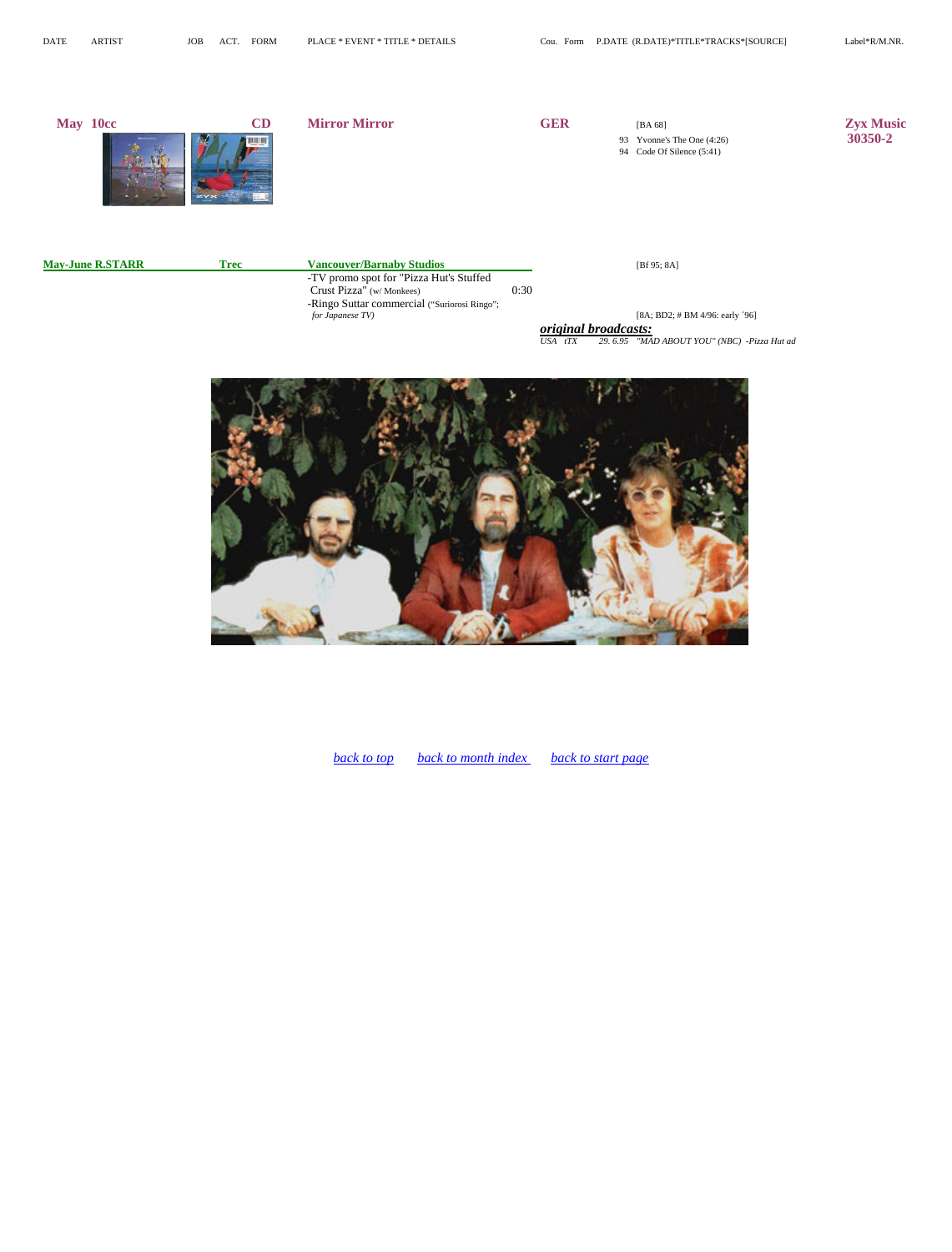| DATE | ARTIST | JOB | ACT. | FORM | PLACE * EVENT * TITLE * DETAILS | | Cou. | Form | P.DATE (R.DATE)*TITLE*TRACKS*[SOURCE] | Label*R/M.NR. |
|---|---|---|---|---|---|---|---|---|---|---|
| **May** | **10cc** | | | **CD** | **Mirror Mirror** | | **GER** | | [BA 68]<br>93 Yvonne's The One (4:26)<br>94 Code Of Silence (5:41) | **Zyx Music 30350-2** |
| **May-June** | **R.STARR** | | **Trec** | | **Vancouver/Barnaby Studios**<br>-TV promo spot for "Pizza Hut's Stuffed Crust Pizza" (w/ Monkees)<br>-Ringo Suttar commercial ("Suriorosi Ringo"; *for Japanese TV)* | 0:30 | | | [Bf 95; 8A]<br>[8A; BD2; # BM 4/96: early ´96] | |
| | | | | | | | ***original broadcasts:*** | | | |
| | | | | | | | *USA* | *tTX* | *29. 6.95 "MAD ABOUT YOU" (NBC) -Pizza Hut ad* | |

*back to top* *back to month index* *back to start page*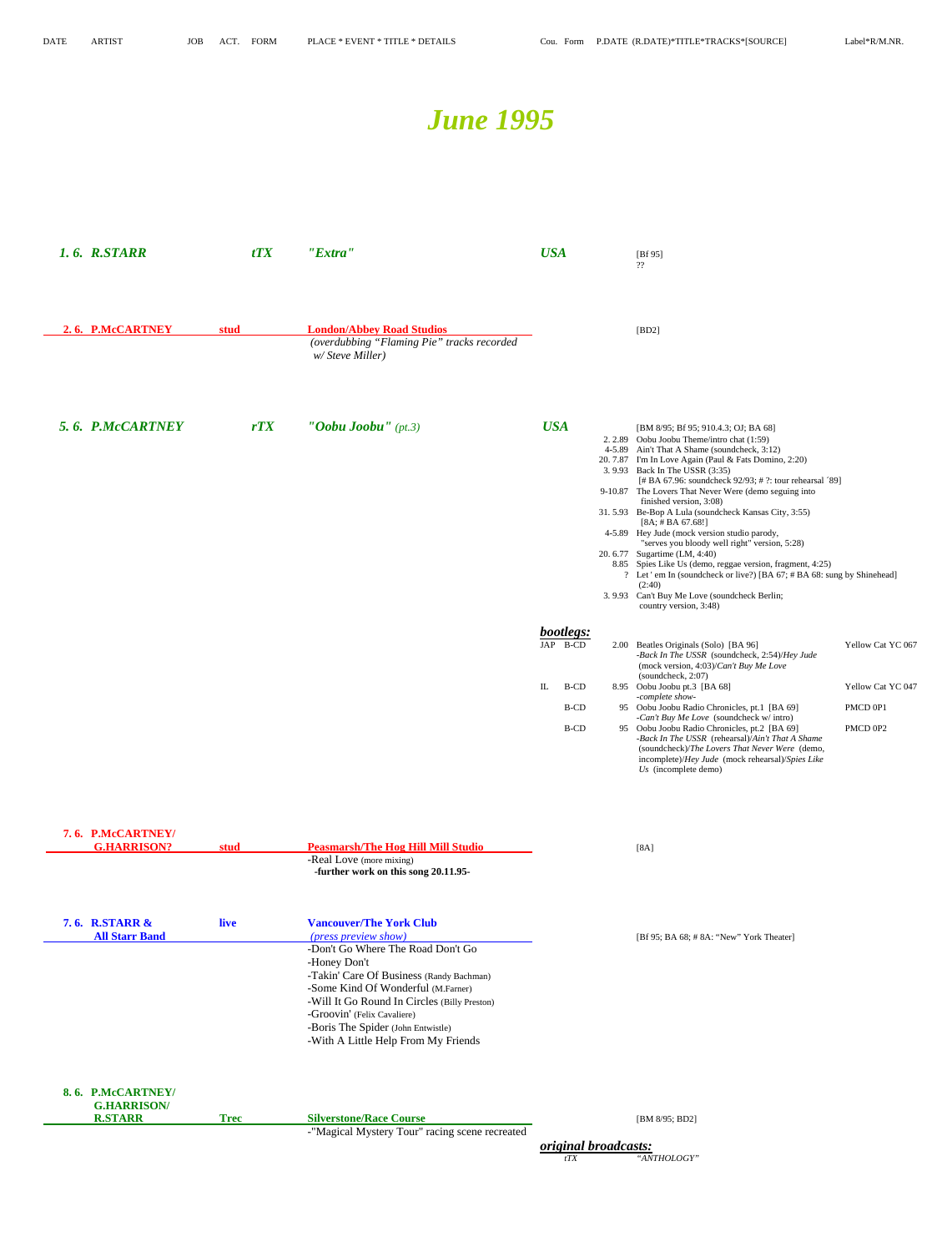| DATE | ARTIST | JOB | ACT. | FORM | PLACE * EVENT * TITLE * DETAILS | Cou. | Form | P.DATE (R.DATE)*TITLE*TRACKS*[SOURCE] | Label*R/M.NR. |
|---|---|---|---|---|---|---|---|---|---|

# June 1995

**1. 6. R.STARR** — *tTX* — ***"Extra"*** — ***USA***

[Bf 95]
??

---

**2. 6. P.McCARTNEY** — **stud** — **London/Abbey Road Studios**

*(overdubbing "Flaming Pie" tracks recorded w/ Steve Miller)*

[BD2]

---

**5. 6. P.McCARTNEY** — *rTX* — ***"Oobu Joobu"*** *(pt.3)* — ***USA***

[BM 8/95; Bf 95; 910.4.3; OJ; BA 68]

- 2. 2.89 Oobu Joobu Theme/intro chat (1:59)
- 4-5.89 Ain't That A Shame (soundcheck, 3:12)
- 20. 7.87 I'm In Love Again (Paul & Fats Domino, 2:20)
- 3. 9.93 Back In The USSR (3:35) [# BA 67.96: soundcheck 92/93; # ?: tour rehearsal ´89]
- 9-10.87 The Lovers That Never Were (demo seguing into finished version, 3:08)
- 31. 5.93 Be-Bop A Lula (soundcheck Kansas City, 3:55) [8A; # BA 67.68!]
- 4-5.89 Hey Jude (mock version studio parody, "serves you bloody well right" version, 5:28)
- 20. 6.77 Sugartime (LM, 4:40)
- 8.85 Spies Like Us (demo, reggae version, fragment, 4:25)
- ? Let ' em In (soundcheck or live?) [BA 67; # BA 68: sung by Shinehead] (2:40)
- 3. 9.93 Can't Buy Me Love (soundcheck Berlin; country version, 3:48)

***bootlegs:***

| Cou. | Form | P.DATE | TITLE*TRACKS*[SOURCE] | Label*R/M.NR. |
|---|---|---|---|---|
| JAP | B-CD | 2.00 | Beatles Originals (Solo) [BA 96] -*Back In The USSR* (soundcheck, 2:54)/*Hey Jude* (mock version, 4:03)/*Can't Buy Me Love* (soundcheck, 2:07) | Yellow Cat YC 067 |
| IL | B-CD | 8.95 | Oobu Joobu pt.3 [BA 68] -*complete show-* | Yellow Cat YC 047 |
| | B-CD | 95 | Oobu Joobu Radio Chronicles, pt.1 [BA 69] -*Can't Buy Me Love* (soundcheck w/ intro) | PMCD 0P1 |
| | B-CD | 95 | Oobu Joobu Radio Chronicles, pt.2 [BA 69] -*Back In The USSR* (rehearsal)/*Ain't That A Shame* (soundcheck)/*The Lovers That Never Were* (demo, incomplete)/*Hey Jude* (mock rehearsal)/*Spies Like Us* (incomplete demo) | PMCD 0P2 |

---

**7. 6. P.McCARTNEY/ G.HARRISON?** — **stud** — **Peasmarsh/The Hog Hill Mill Studio**

-Real Love (more mixing)
**-further work on this song 20.11.95-**

[8A]

---

**7. 6. R.STARR & All Starr Band** — **live** — **Vancouver/The York Club**

*(press preview show)*

-Don't Go Where The Road Don't Go
-Honey Don't
-Takin' Care Of Business (Randy Bachman)
-Some Kind Of Wonderful (M.Farner)
-Will It Go Round In Circles (Billy Preston)
-Groovin' (Felix Cavaliere)
-Boris The Spider (John Entwistle)
-With A Little Help From My Friends

[Bf 95; BA 68; # 8A: "New" York Theater]

---

**8. 6. P.McCARTNEY/ G.HARRISON/ R.STARR** — **Trec** — **Silverstone/Race Course**

-"Magical Mystery Tour" racing scene recreated

[BM 8/95; BD2]

***original broadcasts:***

*tTX* *"ANTHOLOGY"*